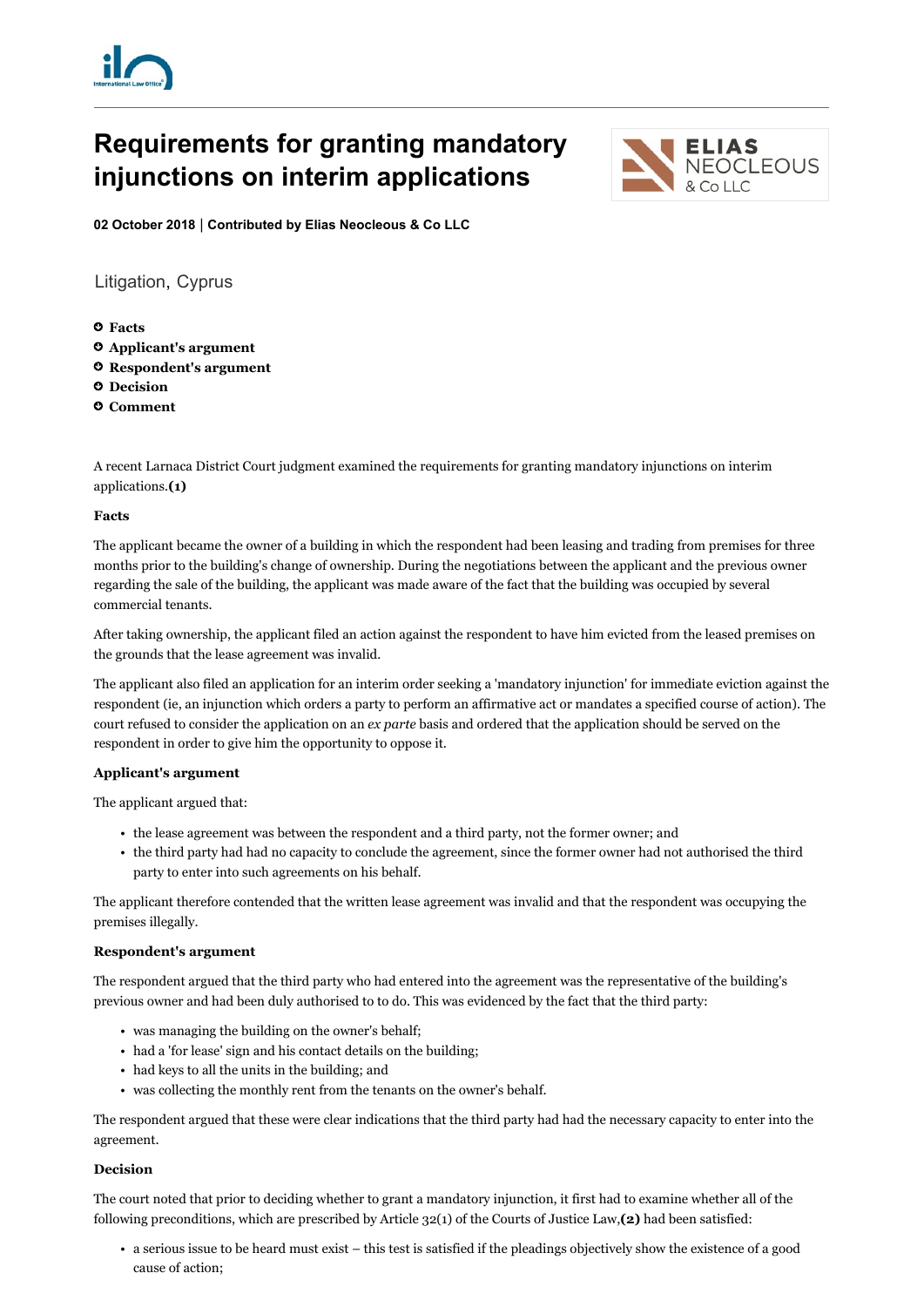# Requirements for granting mandatory injunctions on interim applications

**02 October 2018** | **Contributed by Elias Neocleous & Co LLC**

Litigation, Cyprus

- **Facts**
- **Applicant's argument**
- **Respondent's argument**
- **Decision**
- **Comment**

A recent Larnaca District Court judgment examined the requirements for granting mandatory injunctions on interim applications.**(1)**

**Facts**

The applicant became the owner of a building in which the respondent had been leasing and trading from premises for three months prior to the building's change of ownership. During the negotiations between the applicant and the previous owner regarding the sale of the building, the applicant was made aware of the fact that the building was occupied by several commercial tenants.

After taking ownership, the applicant filed an action against the respondent to have him evicted from the leased premises on the grounds that the lease agreement was invalid.

The applicant also filed an application for an interim order seeking a 'mandatory injunction' for immediate eviction against the respondent (ie, an injunction which orders a party to perform an affirmative act or mandates a specified course of action). The court refused to consider the application on an *ex parte* basis and ordered that the application should be served on the respondent in order to give him the opportunity to oppose it.

**Applicant's argument**

The applicant argued that:

- the lease agreement was between the respondent and a third party, not the former owner; and
- the third party had had no capacity to conclude the agreement, since the former owner had not authorised the third party to enter into such agreements on his behalf.

The applicant therefore contended that the written lease agreement was invalid and that the respondent was occupying the premises illegally.

**Respondent's argument**

The respondent argued that the third party who had entered into the agreement was the representative of the building's previous owner and had been duly authorised to to do. This was evidenced by the fact that the third party:

- was managing the building on the owner's behalf;
- had a 'for lease' sign and his contact details on the building;
- had keys to all the units in the building; and
- was collecting the monthly rent from the tenants on the owner's behalf.

The respondent argued that these were clear indications that the third party had had the necessary capacity to enter into the agreement.

**Decision**

The court noted that prior to deciding whether to grant a mandatory injunction, it first had to examine whether all of the following preconditions, which are prescribed by Article 32(1) of the Courts of Justice Law,**(2)** had been satisfied:

- a serious issue to be heard must exist – this test is satisfied if the pleadings objectively show the existence of a good cause of action;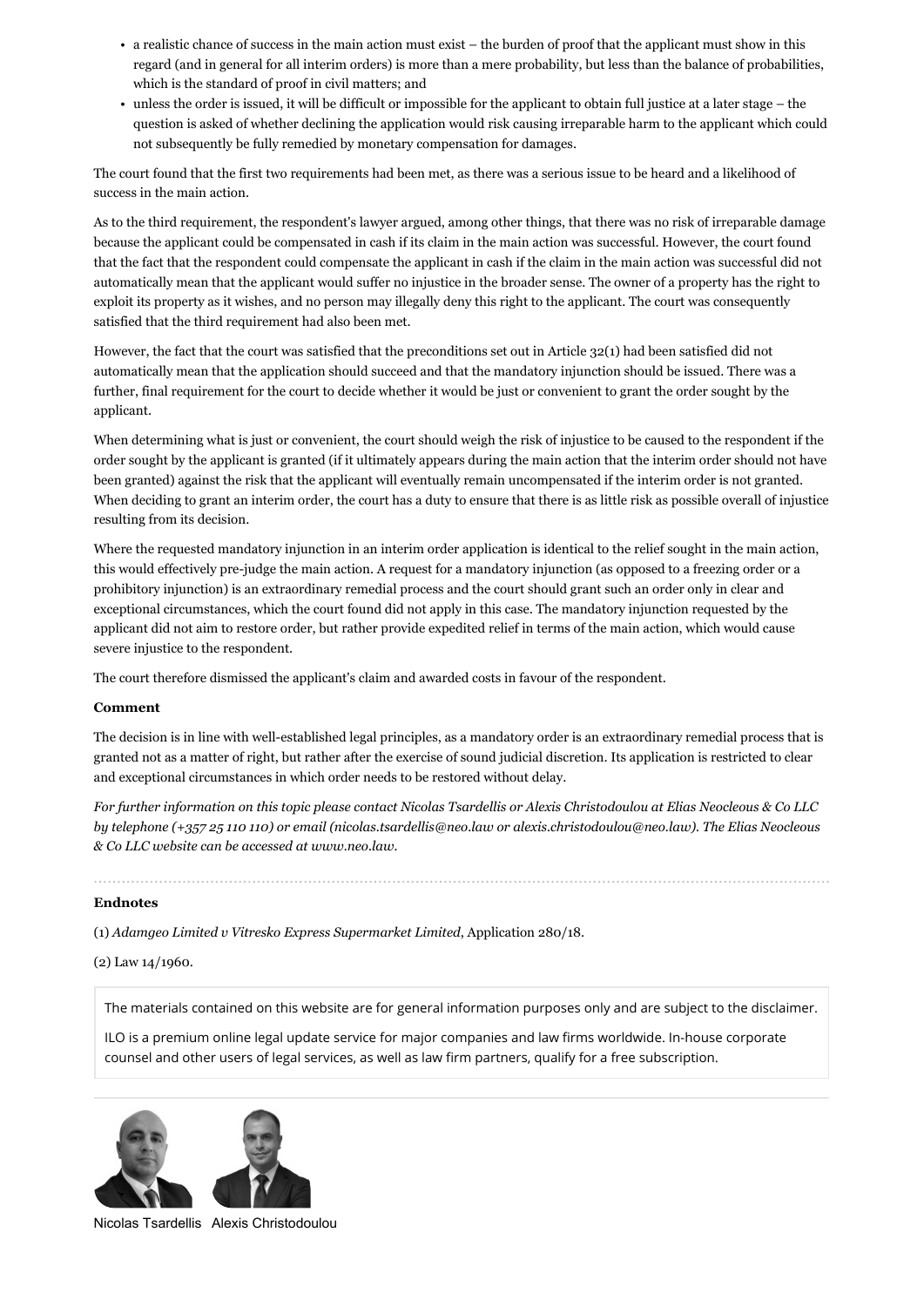- a realistic chance of success in the main action must exist – the burden of proof that the applicant must show in this regard (and in general for all interim orders) is more than a mere probability, but less than the balance of probabilities, which is the standard of proof in civil matters; and
- unless the order is issued, it will be difficult or impossible for the applicant to obtain full justice at a later stage – the question is asked of whether declining the application would risk causing irreparable harm to the applicant which could not subsequently be fully remedied by monetary compensation for damages.

The court found that the first two requirements had been met, as there was a serious issue to be heard and a likelihood of success in the main action.

As to the third requirement, the respondent's lawyer argued, among other things, that there was no risk of irreparable damage because the applicant could be compensated in cash if its claim in the main action was successful. However, the court found that the fact that the respondent could compensate the applicant in cash if the claim in the main action was successful did not automatically mean that the applicant would suffer no injustice in the broader sense. The owner of a property has the right to exploit its property as it wishes, and no person may illegally deny this right to the applicant. The court was consequently satisfied that the third requirement had also been met.

However, the fact that the court was satisfied that the preconditions set out in Article 32(1) had been satisfied did not automatically mean that the application should succeed and that the mandatory injunction should be issued. There was a further, final requirement for the court to decide whether it would be just or convenient to grant the order sought by the applicant.

When determining what is just or convenient, the court should weigh the risk of injustice to be caused to the respondent if the order sought by the applicant is granted (if it ultimately appears during the main action that the interim order should not have been granted) against the risk that the applicant will eventually remain uncompensated if the interim order is not granted. When deciding to grant an interim order, the court has a duty to ensure that there is as little risk as possible overall of injustice resulting from its decision.

Where the requested mandatory injunction in an interim order application is identical to the relief sought in the main action, this would effectively pre-judge the main action. A request for a mandatory injunction (as opposed to a freezing order or a prohibitory injunction) is an extraordinary remedial process and the court should grant such an order only in clear and exceptional circumstances, which the court found did not apply in this case. The mandatory injunction requested by the applicant did not aim to restore order, but rather provide expedited relief in terms of the main action, which would cause severe injustice to the respondent.

The court therefore dismissed the applicant's claim and awarded costs in favour of the respondent.

**Comment**

The decision is in line with well-established legal principles, as a mandatory order is an extraordinary remedial process that is granted not as a matter of right, but rather after the exercise of sound judicial discretion. Its application is restricted to clear and exceptional circumstances in which order needs to be restored without delay.

*For further information on this topic please contact Nicolas Tsardellis or Alexis Christodoulou at Elias Neocleous & Co LLC by telephone (+357 25 110 110) or email (nicolas.tsardellis@neo.law or alexis.christodoulou@neo.law). The Elias Neocleous & Co LLC website can be accessed at www.neo.law.*

**Endnotes**

(1) *Adamgeo Limited v Vitresko Express Supermarket Limited*, Application 280/18.

(2) Law 14/1960.

The materials contained on this website are for general information purposes only and are subject to the disclaimer.

ILO is a premium online legal update service for major companies and law firms worldwide. In-house corporate counsel and other users of legal services, as well as law firm partners, qualify for a free subscription.

Nicolas Tsardellis Alexis Christodoulou